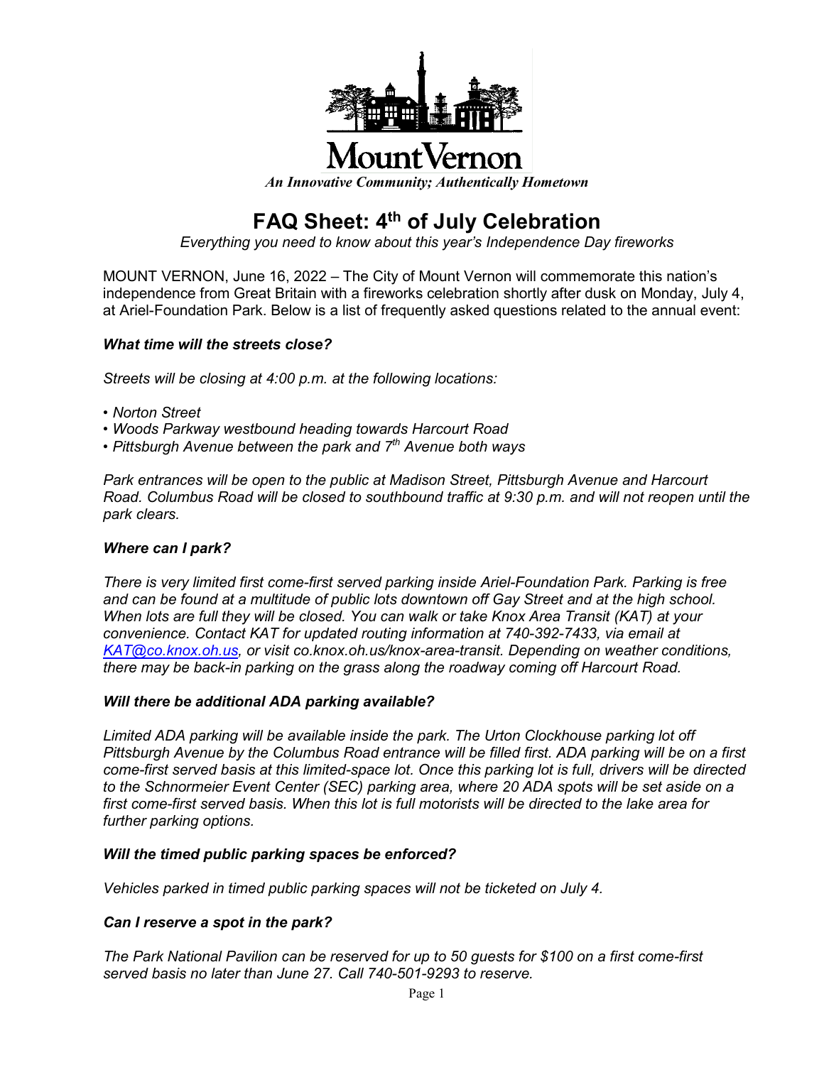# Mount Vernon

*An Innovative Community; Authentically Hometown*

## FAQ Sheet: 4th of July Celebration

*Everything you need to know about this year's Independence Day fireworks*

MOUNT VERNON, June 16, 2022 – The City of Mount Vernon will commemorate this nation's independence from Great Britain with a fireworks celebration shortly after dusk on Monday, July 4, at Ariel-Foundation Park. Below is a list of frequently asked questions related to the annual event:

***What time will the streets close?***

*Streets will be closing at 4:00 p.m. at the following locations:*

- *Norton Street*
- *Woods Parkway westbound heading towards Harcourt Road*
- *Pittsburgh Avenue between the park and 7th Avenue both ways*

*Park entrances will be open to the public at Madison Street, Pittsburgh Avenue and Harcourt Road. Columbus Road will be closed to southbound traffic at 9:30 p.m. and will not reopen until the park clears.*

***Where can I park?***

*There is very limited first come-first served parking inside Ariel-Foundation Park. Parking is free and can be found at a multitude of public lots downtown off Gay Street and at the high school. When lots are full they will be closed. You can walk or take Knox Area Transit (KAT) at your convenience. Contact KAT for updated routing information at 740-392-7433, via email at KAT@co.knox.oh.us, or visit co.knox.oh.us/knox-area-transit. Depending on weather conditions, there may be back-in parking on the grass along the roadway coming off Harcourt Road.*

***Will there be additional ADA parking available?***

*Limited ADA parking will be available inside the park. The Urton Clockhouse parking lot off Pittsburgh Avenue by the Columbus Road entrance will be filled first. ADA parking will be on a first come-first served basis at this limited-space lot. Once this parking lot is full, drivers will be directed to the Schnormeier Event Center (SEC) parking area, where 20 ADA spots will be set aside on a first come-first served basis. When this lot is full motorists will be directed to the lake area for further parking options.*

***Will the timed public parking spaces be enforced?***

*Vehicles parked in timed public parking spaces will not be ticketed on July 4.*

***Can I reserve a spot in the park?***

*The Park National Pavilion can be reserved for up to 50 guests for $100 on a first come-first served basis no later than June 27. Call 740-501-9293 to reserve.*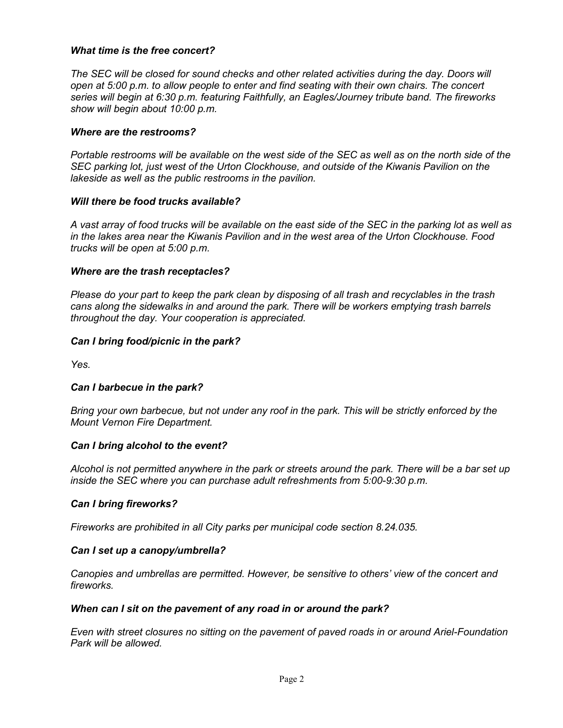***What time is the free concert?***

*The SEC will be closed for sound checks and other related activities during the day. Doors will open at 5:00 p.m. to allow people to enter and find seating with their own chairs. The concert series will begin at 6:30 p.m. featuring Faithfully, an Eagles/Journey tribute band. The fireworks show will begin about 10:00 p.m.*

***Where are the restrooms?***

*Portable restrooms will be available on the west side of the SEC as well as on the north side of the SEC parking lot, just west of the Urton Clockhouse, and outside of the Kiwanis Pavilion on the lakeside as well as the public restrooms in the pavilion.*

***Will there be food trucks available?***

*A vast array of food trucks will be available on the east side of the SEC in the parking lot as well as in the lakes area near the Kiwanis Pavilion and in the west area of the Urton Clockhouse. Food trucks will be open at 5:00 p.m.*

***Where are the trash receptacles?***

*Please do your part to keep the park clean by disposing of all trash and recyclables in the trash cans along the sidewalks in and around the park. There will be workers emptying trash barrels throughout the day. Your cooperation is appreciated.*

***Can I bring food/picnic in the park?***

*Yes.*

***Can I barbecue in the park?***

*Bring your own barbecue, but not under any roof in the park. This will be strictly enforced by the Mount Vernon Fire Department.*

***Can I bring alcohol to the event?***

*Alcohol is not permitted anywhere in the park or streets around the park. There will be a bar set up inside the SEC where you can purchase adult refreshments from 5:00-9:30 p.m.*

***Can I bring fireworks?***

*Fireworks are prohibited in all City parks per municipal code section 8.24.035.*

***Can I set up a canopy/umbrella?***

*Canopies and umbrellas are permitted. However, be sensitive to others' view of the concert and fireworks.*

***When can I sit on the pavement of any road in or around the park?***

*Even with street closures no sitting on the pavement of paved roads in or around Ariel-Foundation Park will be allowed.*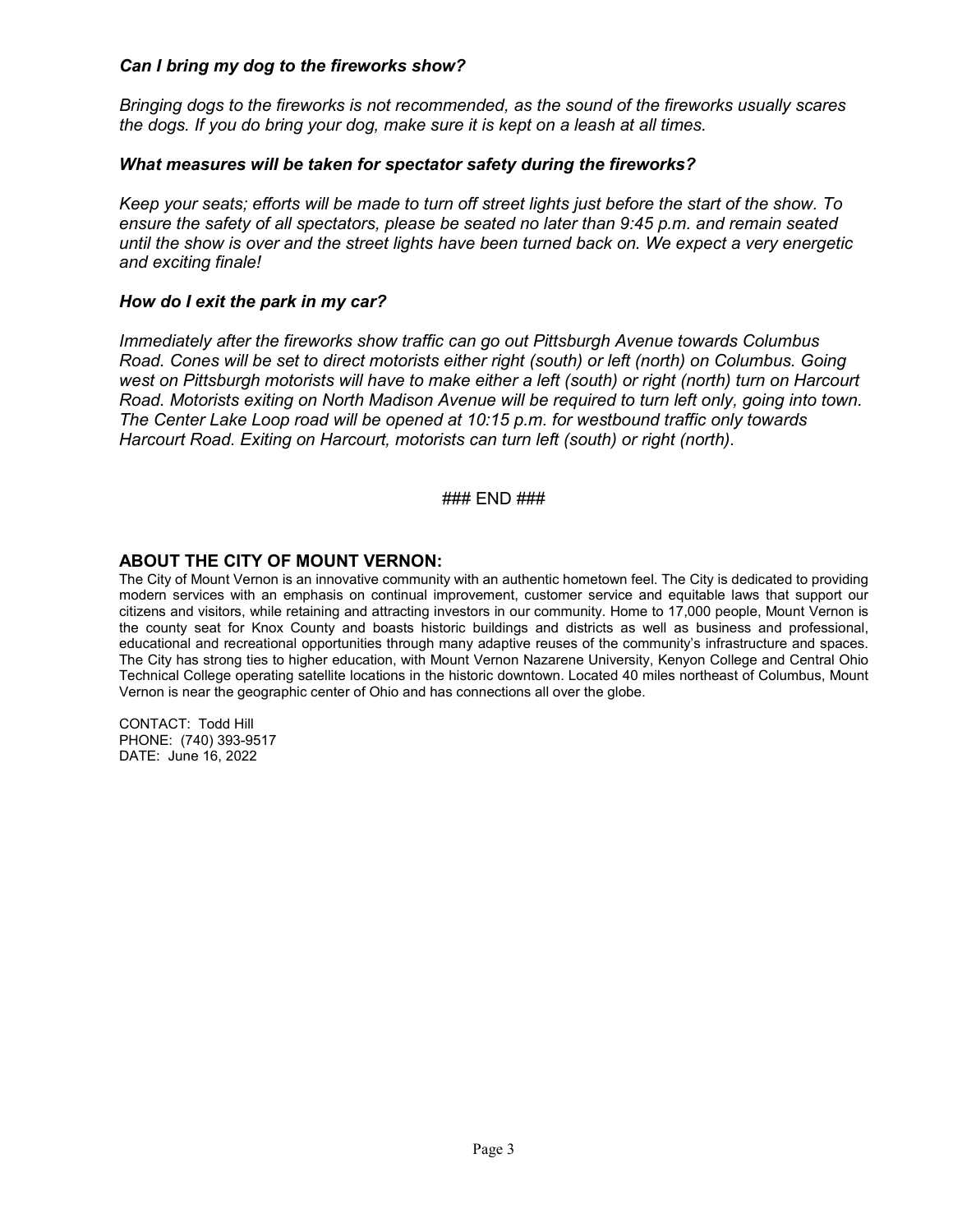***Can I bring my dog to the fireworks show?***

*Bringing dogs to the fireworks is not recommended, as the sound of the fireworks usually scares the dogs. If you do bring your dog, make sure it is kept on a leash at all times.*

***What measures will be taken for spectator safety during the fireworks?***

*Keep your seats; efforts will be made to turn off street lights just before the start of the show. To ensure the safety of all spectators, please be seated no later than 9:45 p.m. and remain seated until the show is over and the street lights have been turned back on. We expect a very energetic and exciting finale!*

***How do I exit the park in my car?***

*Immediately after the fireworks show traffic can go out Pittsburgh Avenue towards Columbus Road. Cones will be set to direct motorists either right (south) or left (north) on Columbus. Going west on Pittsburgh motorists will have to make either a left (south) or right (north) turn on Harcourt Road. Motorists exiting on North Madison Avenue will be required to turn left only, going into town. The Center Lake Loop road will be opened at 10:15 p.m. for westbound traffic only towards Harcourt Road. Exiting on Harcourt, motorists can turn left (south) or right (north).*

### END ###

## ABOUT THE CITY OF MOUNT VERNON:

The City of Mount Vernon is an innovative community with an authentic hometown feel. The City is dedicated to providing modern services with an emphasis on continual improvement, customer service and equitable laws that support our citizens and visitors, while retaining and attracting investors in our community. Home to 17,000 people, Mount Vernon is the county seat for Knox County and boasts historic buildings and districts as well as business and professional, educational and recreational opportunities through many adaptive reuses of the community's infrastructure and spaces. The City has strong ties to higher education, with Mount Vernon Nazarene University, Kenyon College and Central Ohio Technical College operating satellite locations in the historic downtown. Located 40 miles northeast of Columbus, Mount Vernon is near the geographic center of Ohio and has connections all over the globe.

CONTACT: Todd Hill
PHONE: (740) 393-9517
DATE: June 16, 2022